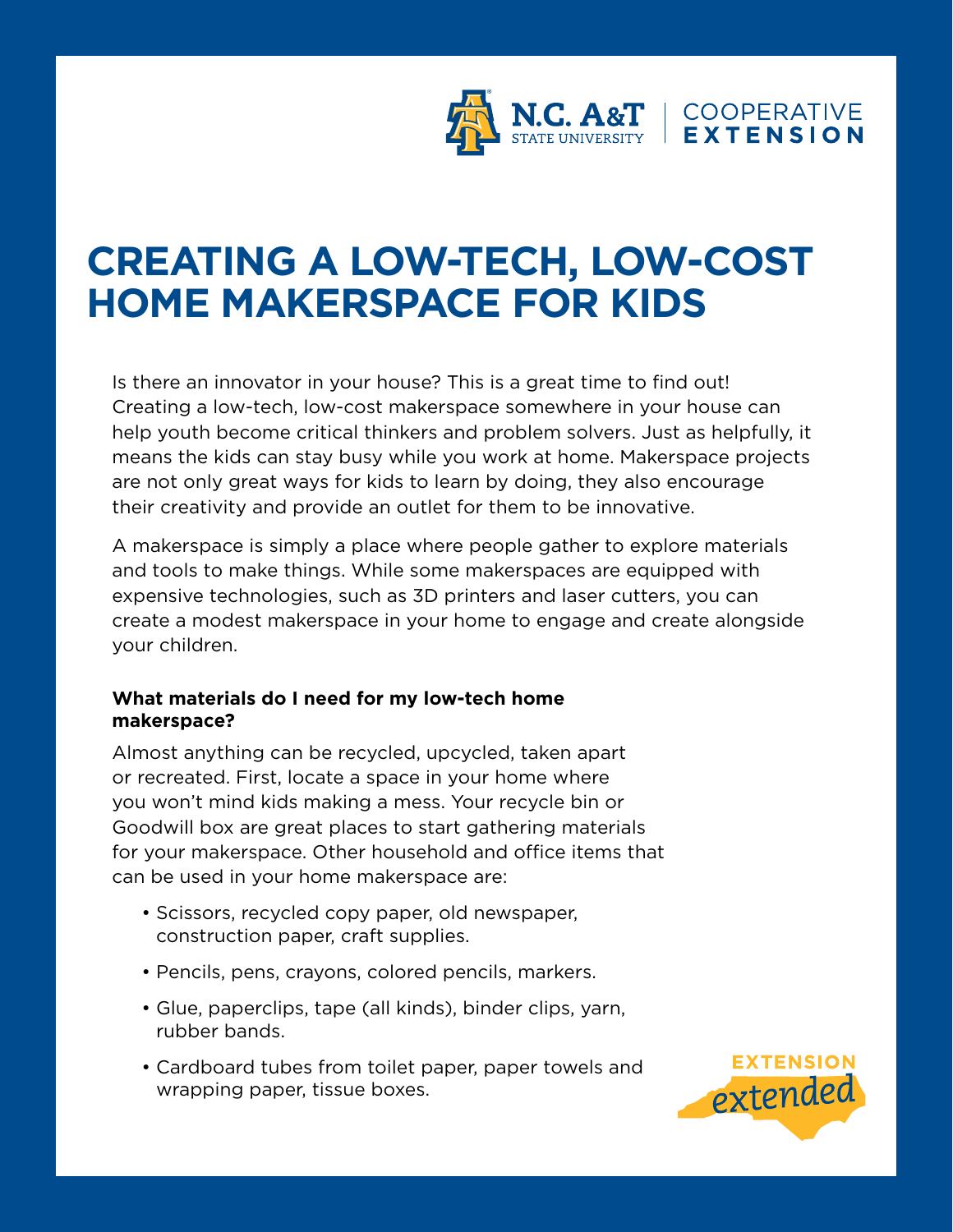# CREATING A LOW-TECH, LOW-COST HOME MAKERSPACE FOR KIDS

Is there an innovator in your house? This is a great time to find out! Creating a low-tech, low-cost makerspace somewhere in your house can help youth become critical thinkers and problem solvers. Just as helpfully, it means the kids can stay busy while you work at home. Makerspace projects are not only great ways for kids to learn by doing, they also encourage their creativity and provide an outlet for them to be innovative.

A makerspace is simply a place where people gather to explore materials and tools to make things. While some makerspaces are equipped with expensive technologies, such as 3D printers and laser cutters, you can create a modest makerspace in your home to engage and create alongside your children.

**What materials do I need for my low-tech home makerspace?**

Almost anything can be recycled, upcycled, taken apart or recreated. First, locate a space in your home where you won't mind kids making a mess. Your recycle bin or Goodwill box are great places to start gathering materials for your makerspace. Other household and office items that can be used in your home makerspace are:

- Scissors, recycled copy paper, old newspaper, construction paper, craft supplies.
- Pencils, pens, crayons, colored pencils, markers.
- Glue, paperclips, tape (all kinds), binder clips, yarn, rubber bands.
- Cardboard tubes from toilet paper, paper towels and wrapping paper, tissue boxes.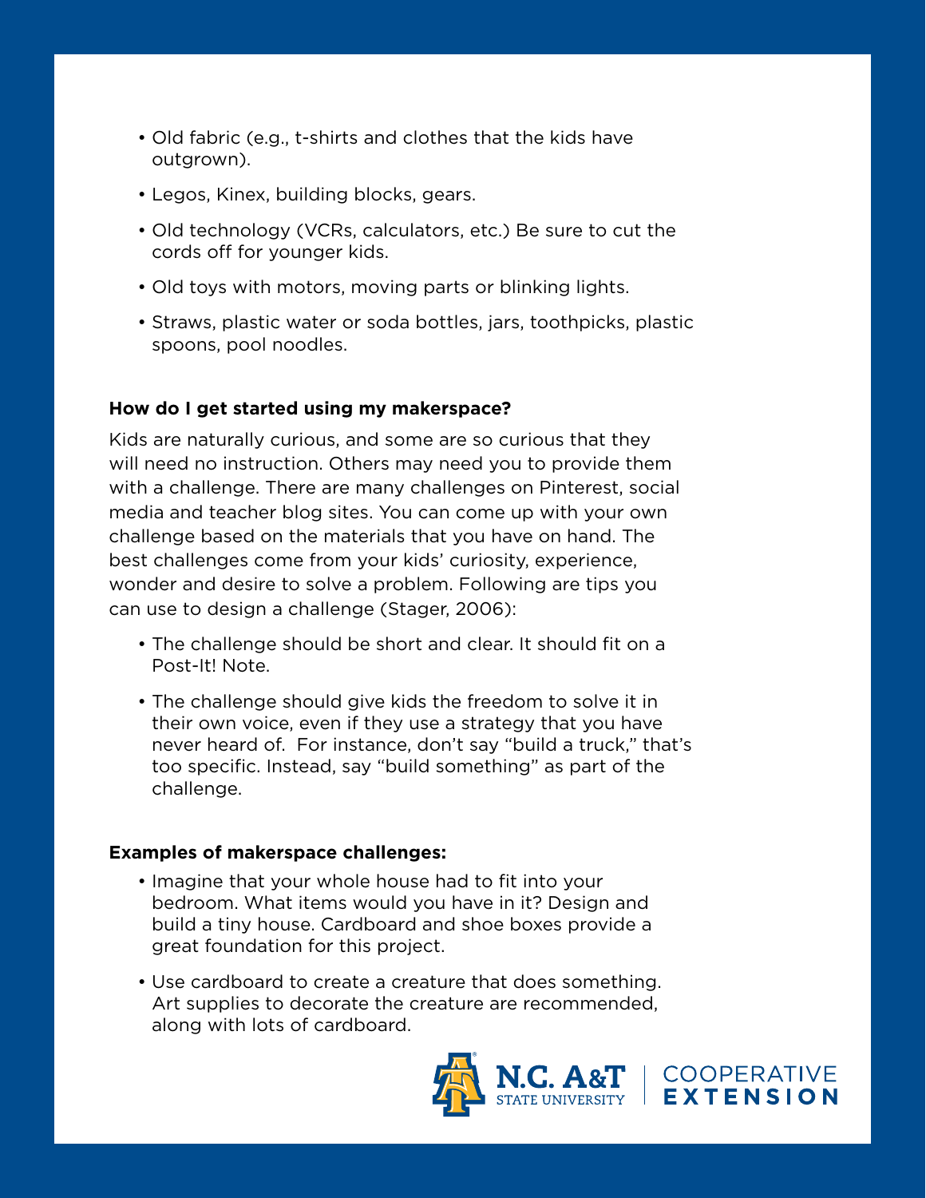- Old fabric (e.g., t-shirts and clothes that the kids have outgrown).
- Legos, Kinex, building blocks, gears.
- Old technology (VCRs, calculators, etc.) Be sure to cut the cords off for younger kids.
- Old toys with motors, moving parts or blinking lights.
- Straws, plastic water or soda bottles, jars, toothpicks, plastic spoons, pool noodles.

**How do I get started using my makerspace?**

Kids are naturally curious, and some are so curious that they will need no instruction. Others may need you to provide them with a challenge. There are many challenges on Pinterest, social media and teacher blog sites. You can come up with your own challenge based on the materials that you have on hand. The best challenges come from your kids' curiosity, experience, wonder and desire to solve a problem. Following are tips you can use to design a challenge (Stager, 2006):

- The challenge should be short and clear. It should fit on a Post-It! Note.
- The challenge should give kids the freedom to solve it in their own voice, even if they use a strategy that you have never heard of. For instance, don't say "build a truck," that's too specific. Instead, say "build something" as part of the challenge.

**Examples of makerspace challenges:**

- Imagine that your whole house had to fit into your bedroom. What items would you have in it? Design and build a tiny house. Cardboard and shoe boxes provide a great foundation for this project.
- Use cardboard to create a creature that does something. Art supplies to decorate the creature are recommended, along with lots of cardboard.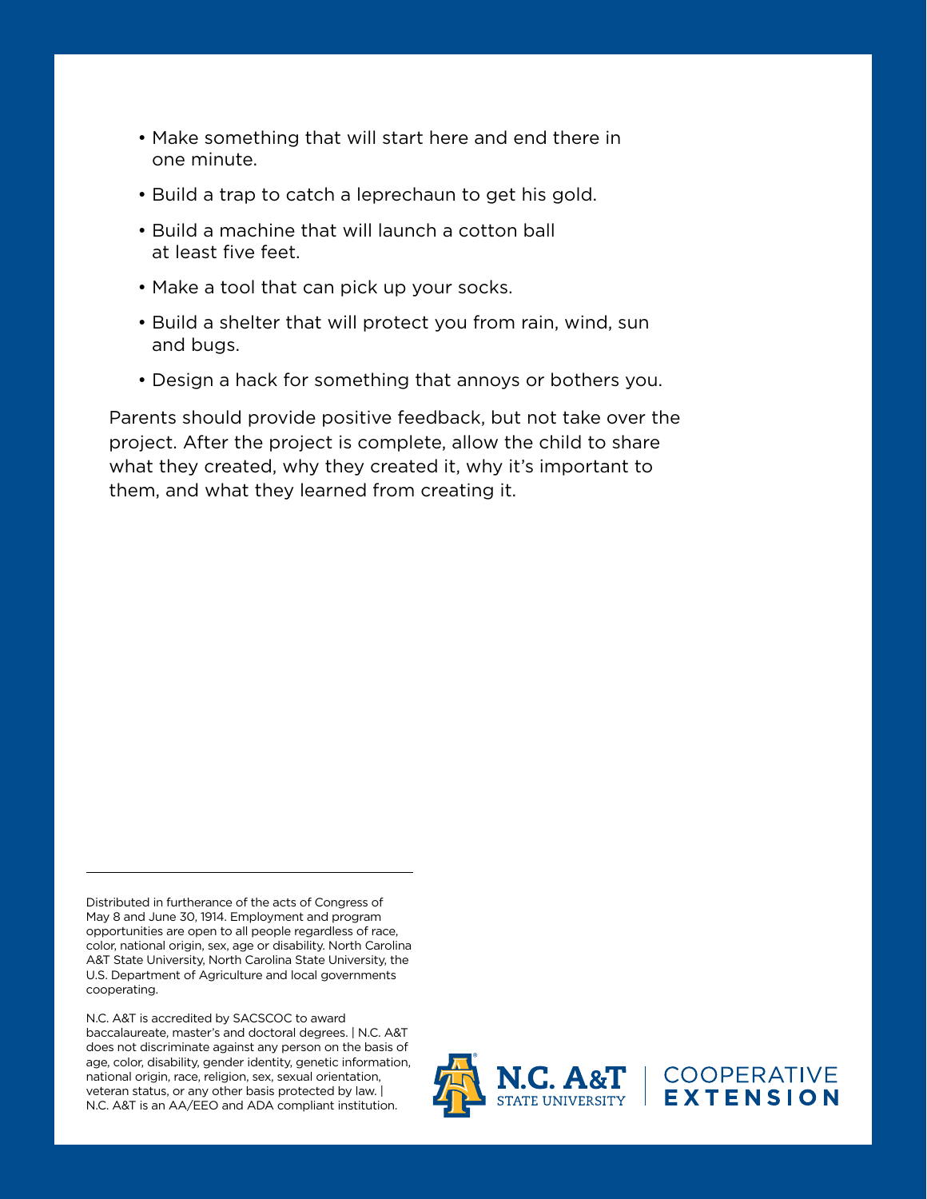- Make something that will start here and end there in one minute.
- Build a trap to catch a leprechaun to get his gold.
- Build a machine that will launch a cotton ball at least five feet.
- Make a tool that can pick up your socks.
- Build a shelter that will protect you from rain, wind, sun and bugs.
- Design a hack for something that annoys or bothers you.

Parents should provide positive feedback, but not take over the project. After the project is complete, allow the child to share what they created, why they created it, why it's important to them, and what they learned from creating it.

---

Distributed in furtherance of the acts of Congress of May 8 and June 30, 1914. Employment and program opportunities are open to all people regardless of race, color, national origin, sex, age or disability. North Carolina A&T State University, North Carolina State University, the U.S. Department of Agriculture and local governments cooperating.

N.C. A&T is accredited by SACSCOC to award baccalaureate, master's and doctoral degrees. | N.C. A&T does not discriminate against any person on the basis of age, color, disability, gender identity, genetic information, national origin, race, religion, sex, sexual orientation, veteran status, or any other basis protected by law. | N.C. A&T is an AA/EEO and ADA compliant institution.

N.C. A&T STATE UNIVERSITY | COOPERATIVE EXTENSION